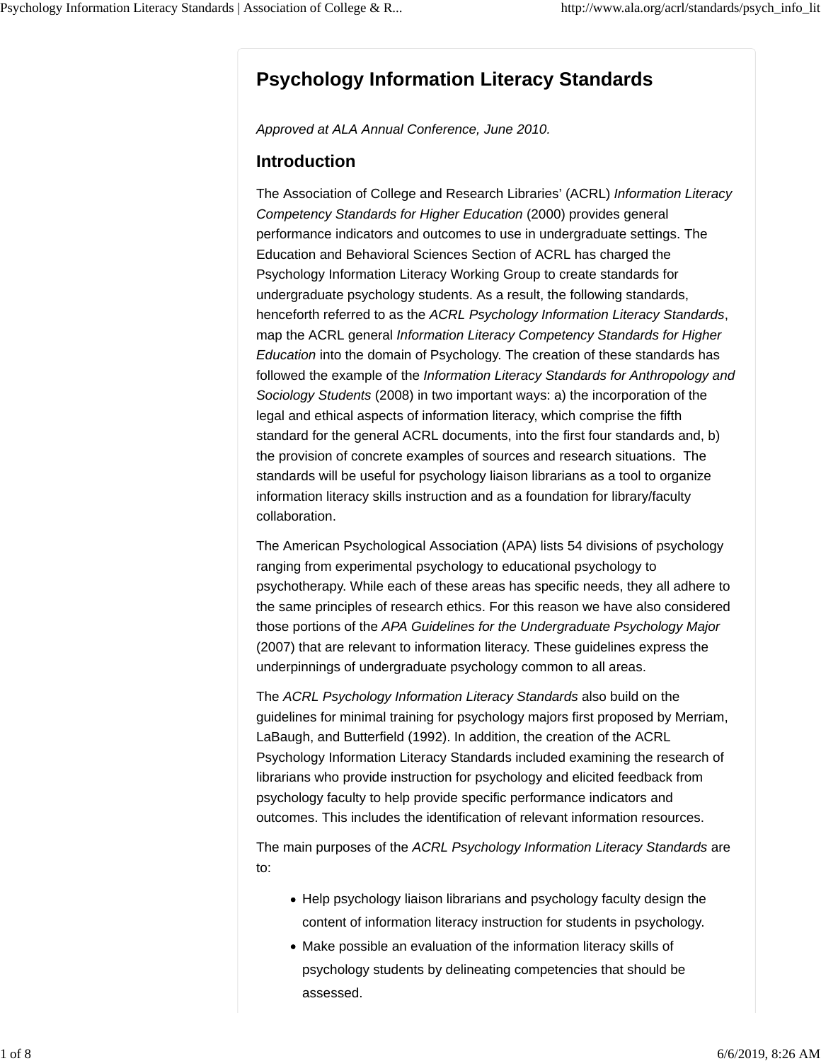# Psychology Information Literacy Standards

*Approved at ALA Annual Conference, June 2010.*

## Introduction

The Association of College and Research Libraries' (ACRL) *Information Literacy Competency Standards for Higher Education* (2000) provides general performance indicators and outcomes to use in undergraduate settings. The Education and Behavioral Sciences Section of ACRL has charged the Psychology Information Literacy Working Group to create standards for undergraduate psychology students. As a result, the following standards, henceforth referred to as the *ACRL Psychology Information Literacy Standards*, map the ACRL general *Information Literacy Competency Standards for Higher Education* into the domain of Psychology. The creation of these standards has followed the example of the *Information Literacy Standards for Anthropology and Sociology Students* (2008) in two important ways: a) the incorporation of the legal and ethical aspects of information literacy, which comprise the fifth standard for the general ACRL documents, into the first four standards and, b) the provision of concrete examples of sources and research situations. The standards will be useful for psychology liaison librarians as a tool to organize information literacy skills instruction and as a foundation for library/faculty collaboration.

The American Psychological Association (APA) lists 54 divisions of psychology ranging from experimental psychology to educational psychology to psychotherapy. While each of these areas has specific needs, they all adhere to the same principles of research ethics. For this reason we have also considered those portions of the *APA Guidelines for the Undergraduate Psychology Major* (2007) that are relevant to information literacy. These guidelines express the underpinnings of undergraduate psychology common to all areas.

The *ACRL Psychology Information Literacy Standards* also build on the guidelines for minimal training for psychology majors first proposed by Merriam, LaBaugh, and Butterfield (1992). In addition, the creation of the ACRL Psychology Information Literacy Standards included examining the research of librarians who provide instruction for psychology and elicited feedback from psychology faculty to help provide specific performance indicators and outcomes. This includes the identification of relevant information resources.

The main purposes of the *ACRL Psychology Information Literacy Standards* are to:

- Help psychology liaison librarians and psychology faculty design the content of information literacy instruction for students in psychology.
- Make possible an evaluation of the information literacy skills of psychology students by delineating competencies that should be assessed.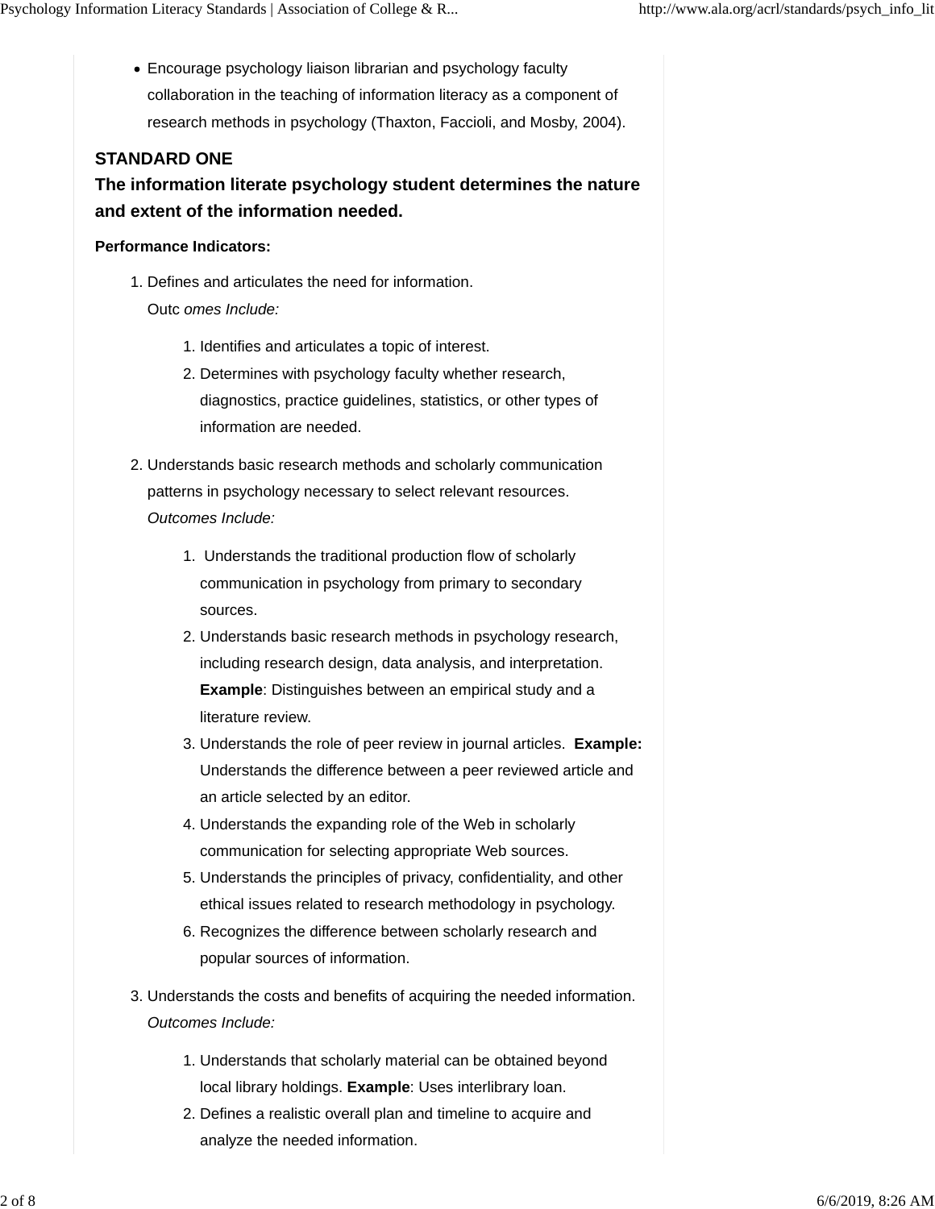- Encourage psychology liaison librarian and psychology faculty collaboration in the teaching of information literacy as a component of research methods in psychology (Thaxton, Faccioli, and Mosby, 2004).

### STANDARD ONE

### The information literate psychology student determines the nature and extent of the information needed.

**Performance Indicators:**

1. Defines and articulates the need for information.
   Outc *omes Include:*
   1. Identifies and articulates a topic of interest.
   2. Determines with psychology faculty whether research, diagnostics, practice guidelines, statistics, or other types of information are needed.
2. Understands basic research methods and scholarly communication patterns in psychology necessary to select relevant resources.
   *Outcomes Include:*
   1. Understands the traditional production flow of scholarly communication in psychology from primary to secondary sources.
   2. Understands basic research methods in psychology research, including research design, data analysis, and interpretation. **Example**: Distinguishes between an empirical study and a literature review.
   3. Understands the role of peer review in journal articles. **Example:** Understands the difference between a peer reviewed article and an article selected by an editor.
   4. Understands the expanding role of the Web in scholarly communication for selecting appropriate Web sources.
   5. Understands the principles of privacy, confidentiality, and other ethical issues related to research methodology in psychology.
   6. Recognizes the difference between scholarly research and popular sources of information.
3. Understands the costs and benefits of acquiring the needed information.
   *Outcomes Include:*
   1. Understands that scholarly material can be obtained beyond local library holdings. **Example**: Uses interlibrary loan.
   2. Defines a realistic overall plan and timeline to acquire and analyze the needed information.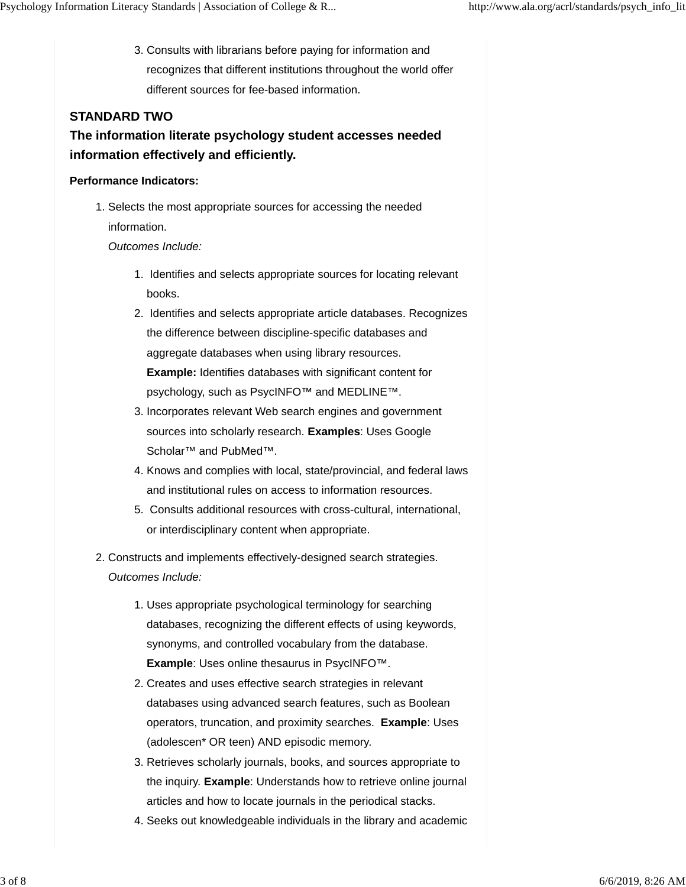3. Consults with librarians before paying for information and recognizes that different institutions throughout the world offer different sources for fee-based information.

### STANDARD TWO

### The information literate psychology student accesses needed information effectively and efficiently.

**Performance Indicators:**

1. Selects the most appropriate sources for accessing the needed information.
   *Outcomes Include:*
    1. Identifies and selects appropriate sources for locating relevant books.
    2. Identifies and selects appropriate article databases. Recognizes the difference between discipline-specific databases and aggregate databases when using library resources.
       **Example:** Identifies databases with significant content for psychology, such as PsycINFO™ and MEDLINE™.
    3. Incorporates relevant Web search engines and government sources into scholarly research. **Examples**: Uses Google Scholar™ and PubMed™.
    4. Knows and complies with local, state/provincial, and federal laws and institutional rules on access to information resources.
    5. Consults additional resources with cross-cultural, international, or interdisciplinary content when appropriate.
2. Constructs and implements effectively-designed search strategies.
   *Outcomes Include:*
    1. Uses appropriate psychological terminology for searching databases, recognizing the different effects of using keywords, synonyms, and controlled vocabulary from the database.
       **Example**: Uses online thesaurus in PsycINFO™.
    2. Creates and uses effective search strategies in relevant databases using advanced search features, such as Boolean operators, truncation, and proximity searches. **Example**: Uses (adolescen* OR teen) AND episodic memory.
    3. Retrieves scholarly journals, books, and sources appropriate to the inquiry. **Example**: Understands how to retrieve online journal articles and how to locate journals in the periodical stacks.
    4. Seeks out knowledgeable individuals in the library and academic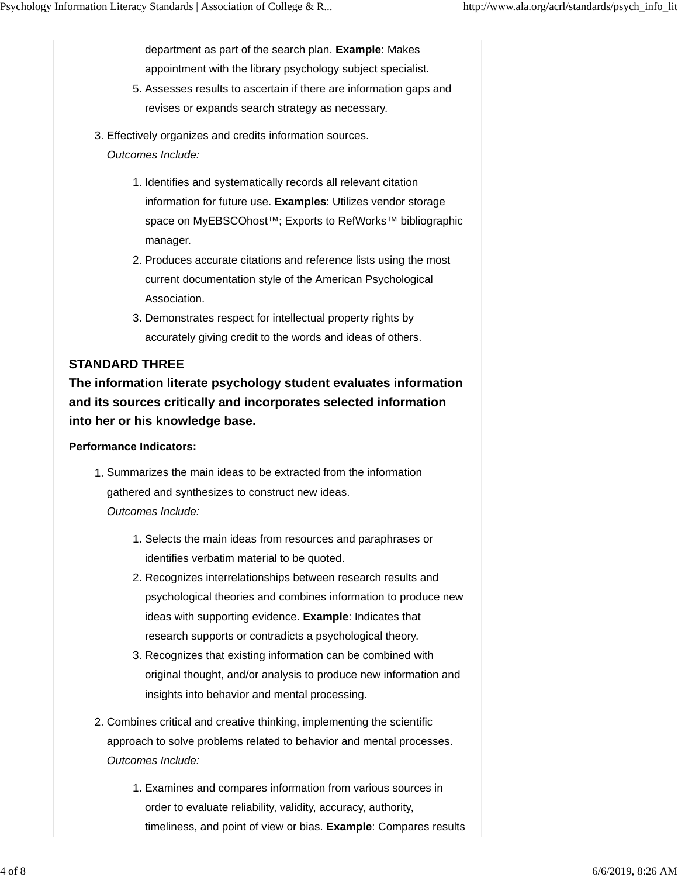department as part of the search plan. **Example**: Makes appointment with the library psychology subject specialist.
5. Assesses results to ascertain if there are information gaps and revises or expands search strategy as necessary.

3. Effectively organizes and credits information sources.
   *Outcomes Include:*

   1. Identifies and systematically records all relevant citation information for future use. **Examples**: Utilizes vendor storage space on MyEBSCOhost™; Exports to RefWorks™ bibliographic manager.
   2. Produces accurate citations and reference lists using the most current documentation style of the American Psychological Association.
   3. Demonstrates respect for intellectual property rights by accurately giving credit to the words and ideas of others.

## STANDARD THREE

### The information literate psychology student evaluates information and its sources critically and incorporates selected information into her or his knowledge base.

**Performance Indicators:**

1. Summarizes the main ideas to be extracted from the information gathered and synthesizes to construct new ideas.
   *Outcomes Include:*

   1. Selects the main ideas from resources and paraphrases or identifies verbatim material to be quoted.
   2. Recognizes interrelationships between research results and psychological theories and combines information to produce new ideas with supporting evidence. **Example**: Indicates that research supports or contradicts a psychological theory.
   3. Recognizes that existing information can be combined with original thought, and/or analysis to produce new information and insights into behavior and mental processing.

2. Combines critical and creative thinking, implementing the scientific approach to solve problems related to behavior and mental processes.
   *Outcomes Include:*

   1. Examines and compares information from various sources in order to evaluate reliability, validity, accuracy, authority, timeliness, and point of view or bias. **Example**: Compares results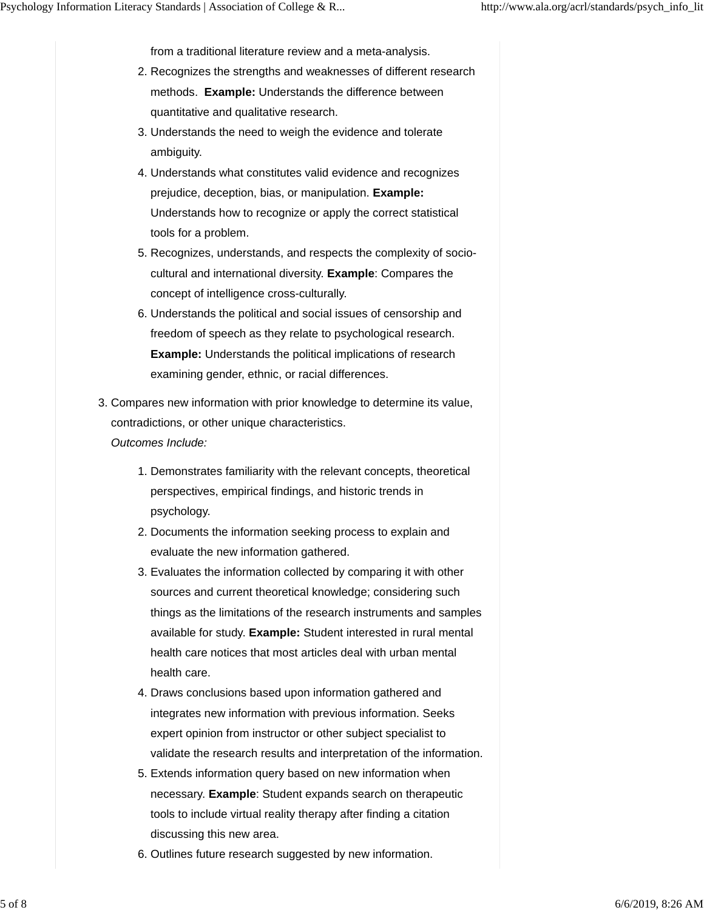from a traditional literature review and a meta-analysis.

2. Recognizes the strengths and weaknesses of different research methods. **Example:** Understands the difference between quantitative and qualitative research.
3. Understands the need to weigh the evidence and tolerate ambiguity.
4. Understands what constitutes valid evidence and recognizes prejudice, deception, bias, or manipulation. **Example:** Understands how to recognize or apply the correct statistical tools for a problem.
5. Recognizes, understands, and respects the complexity of socio-cultural and international diversity. **Example**: Compares the concept of intelligence cross-culturally.
6. Understands the political and social issues of censorship and freedom of speech as they relate to psychological research. **Example:** Understands the political implications of research examining gender, ethnic, or racial differences.

3. Compares new information with prior knowledge to determine its value, contradictions, or other unique characteristics.
   *Outcomes Include:*

   1. Demonstrates familiarity with the relevant concepts, theoretical perspectives, empirical findings, and historic trends in psychology.
   2. Documents the information seeking process to explain and evaluate the new information gathered.
   3. Evaluates the information collected by comparing it with other sources and current theoretical knowledge; considering such things as the limitations of the research instruments and samples available for study. **Example:** Student interested in rural mental health care notices that most articles deal with urban mental health care.
   4. Draws conclusions based upon information gathered and integrates new information with previous information. Seeks expert opinion from instructor or other subject specialist to validate the research results and interpretation of the information.
   5. Extends information query based on new information when necessary. **Example**: Student expands search on therapeutic tools to include virtual reality therapy after finding a citation discussing this new area.
   6. Outlines future research suggested by new information.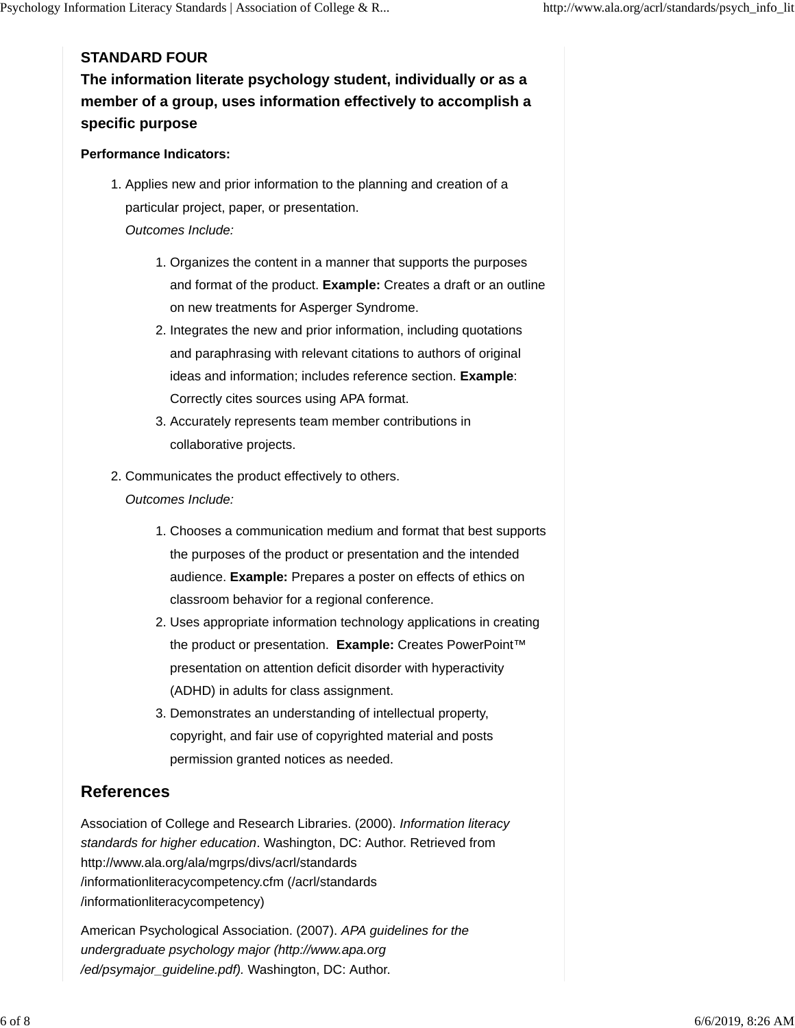### STANDARD FOUR

### The information literate psychology student, individually or as a member of a group, uses information effectively to accomplish a specific purpose

**Performance Indicators:**

1. Applies new and prior information to the planning and creation of a particular project, paper, or presentation.
   *Outcomes Include:*
   1. Organizes the content in a manner that supports the purposes and format of the product. **Example:** Creates a draft or an outline on new treatments for Asperger Syndrome.
   2. Integrates the new and prior information, including quotations and paraphrasing with relevant citations to authors of original ideas and information; includes reference section. **Example**: Correctly cites sources using APA format.
   3. Accurately represents team member contributions in collaborative projects.
2. Communicates the product effectively to others.
   *Outcomes Include:*
   1. Chooses a communication medium and format that best supports the purposes of the product or presentation and the intended audience. **Example:** Prepares a poster on effects of ethics on classroom behavior for a regional conference.
   2. Uses appropriate information technology applications in creating the product or presentation. **Example:** Creates PowerPoint™ presentation on attention deficit disorder with hyperactivity (ADHD) in adults for class assignment.
   3. Demonstrates an understanding of intellectual property, copyright, and fair use of copyrighted material and posts permission granted notices as needed.

## References

Association of College and Research Libraries. (2000). *Information literacy standards for higher education*. Washington, DC: Author. Retrieved from http://www.ala.org/ala/mgrps/divs/acrl/standards/informationliteracycompetency.cfm (/acrl/standards/informationliteracycompetency)

American Psychological Association. (2007). *APA guidelines for the undergraduate psychology major (http://www.apa.org/ed/psymajor_guideline.pdf).* Washington, DC: Author.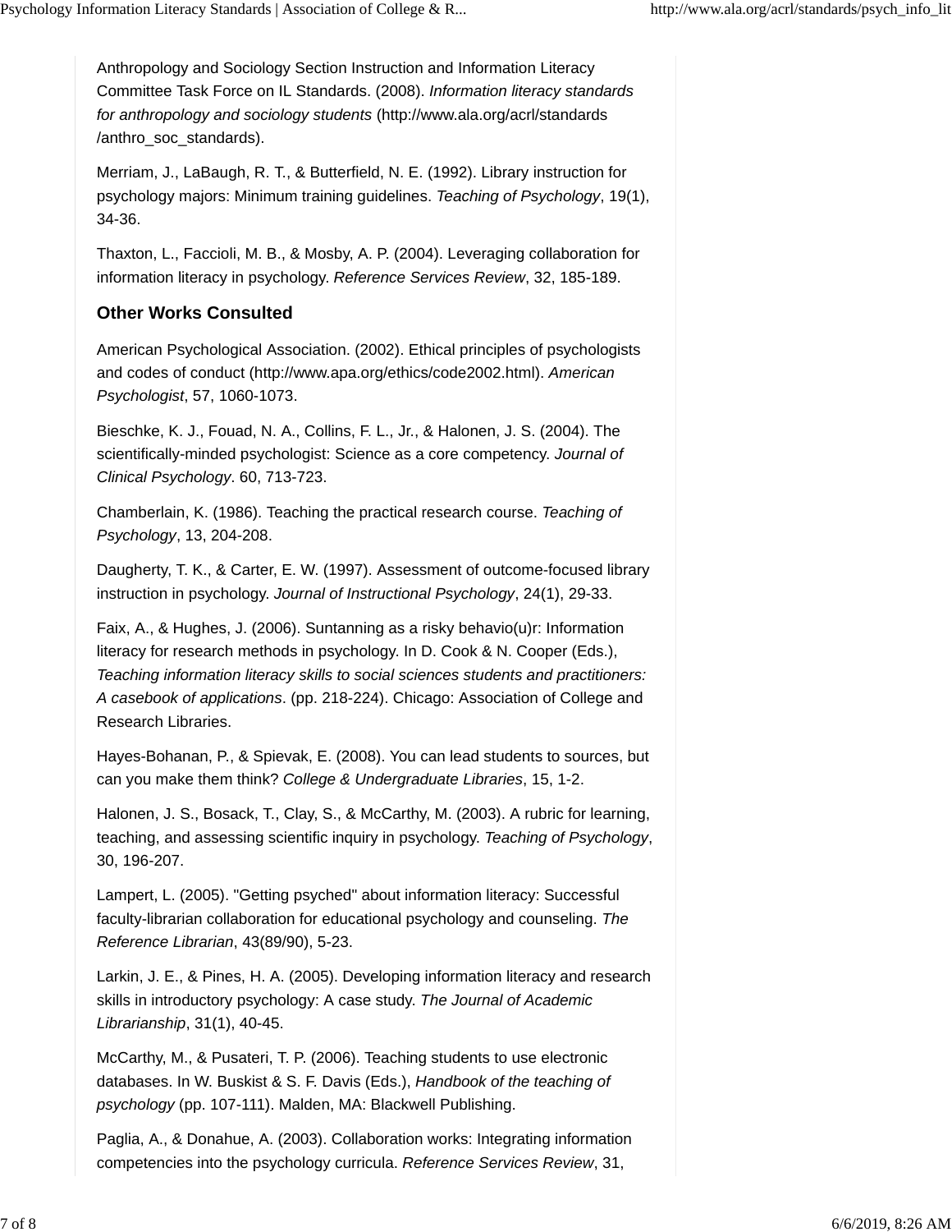Anthropology and Sociology Section Instruction and Information Literacy Committee Task Force on IL Standards. (2008). *Information literacy standards for anthropology and sociology students* (http://www.ala.org/acrl/standards/anthro_soc_standards).

Merriam, J., LaBaugh, R. T., & Butterfield, N. E. (1992). Library instruction for psychology majors: Minimum training guidelines. *Teaching of Psychology*, 19(1), 34-36.

Thaxton, L., Faccioli, M. B., & Mosby, A. P. (2004). Leveraging collaboration for information literacy in psychology. *Reference Services Review*, 32, 185-189.

### Other Works Consulted

American Psychological Association. (2002). Ethical principles of psychologists and codes of conduct (http://www.apa.org/ethics/code2002.html). *American Psychologist*, 57, 1060-1073.

Bieschke, K. J., Fouad, N. A., Collins, F. L., Jr., & Halonen, J. S. (2004). The scientifically-minded psychologist: Science as a core competency. *Journal of Clinical Psychology*. 60, 713-723.

Chamberlain, K. (1986). Teaching the practical research course. *Teaching of Psychology*, 13, 204-208.

Daugherty, T. K., & Carter, E. W. (1997). Assessment of outcome-focused library instruction in psychology. *Journal of Instructional Psychology*, 24(1), 29-33.

Faix, A., & Hughes, J. (2006). Suntanning as a risky behavio(u)r: Information literacy for research methods in psychology. In D. Cook & N. Cooper (Eds.), *Teaching information literacy skills to social sciences students and practitioners: A casebook of applications*. (pp. 218-224). Chicago: Association of College and Research Libraries.

Hayes-Bohanan, P., & Spievak, E. (2008). You can lead students to sources, but can you make them think? *College & Undergraduate Libraries*, 15, 1-2.

Halonen, J. S., Bosack, T., Clay, S., & McCarthy, M. (2003). A rubric for learning, teaching, and assessing scientific inquiry in psychology. *Teaching of Psychology*, 30, 196-207.

Lampert, L. (2005). "Getting psyched" about information literacy: Successful faculty-librarian collaboration for educational psychology and counseling. *The Reference Librarian*, 43(89/90), 5-23.

Larkin, J. E., & Pines, H. A. (2005). Developing information literacy and research skills in introductory psychology: A case study. *The Journal of Academic Librarianship*, 31(1), 40-45.

McCarthy, M., & Pusateri, T. P. (2006). Teaching students to use electronic databases. In W. Buskist & S. F. Davis (Eds.), *Handbook of the teaching of psychology* (pp. 107-111). Malden, MA: Blackwell Publishing.

Paglia, A., & Donahue, A. (2003). Collaboration works: Integrating information competencies into the psychology curricula. *Reference Services Review*, 31,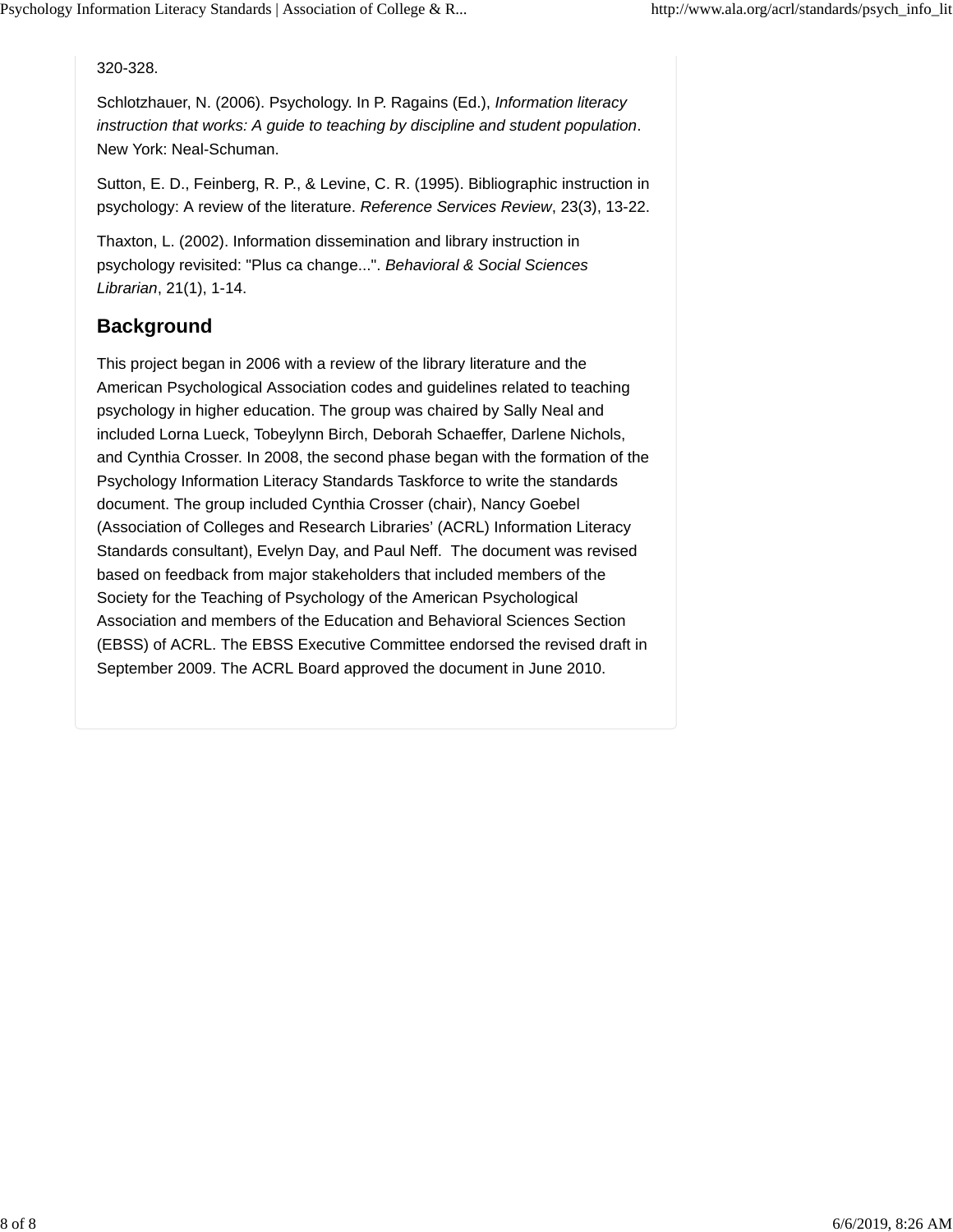320-328.

Schlotzhauer, N. (2006). Psychology. In P. Ragains (Ed.), *Information literacy instruction that works: A guide to teaching by discipline and student population*. New York: Neal-Schuman.

Sutton, E. D., Feinberg, R. P., & Levine, C. R. (1995). Bibliographic instruction in psychology: A review of the literature. *Reference Services Review*, 23(3), 13-22.

Thaxton, L. (2002). Information dissemination and library instruction in psychology revisited: "Plus ca change...". *Behavioral & Social Sciences Librarian*, 21(1), 1-14.

## Background

This project began in 2006 with a review of the library literature and the American Psychological Association codes and guidelines related to teaching psychology in higher education. The group was chaired by Sally Neal and included Lorna Lueck, Tobeylynn Birch, Deborah Schaeffer, Darlene Nichols, and Cynthia Crosser. In 2008, the second phase began with the formation of the Psychology Information Literacy Standards Taskforce to write the standards document. The group included Cynthia Crosser (chair), Nancy Goebel (Association of Colleges and Research Libraries' (ACRL) Information Literacy Standards consultant), Evelyn Day, and Paul Neff. The document was revised based on feedback from major stakeholders that included members of the Society for the Teaching of Psychology of the American Psychological Association and members of the Education and Behavioral Sciences Section (EBSS) of ACRL. The EBSS Executive Committee endorsed the revised draft in September 2009. The ACRL Board approved the document in June 2010.